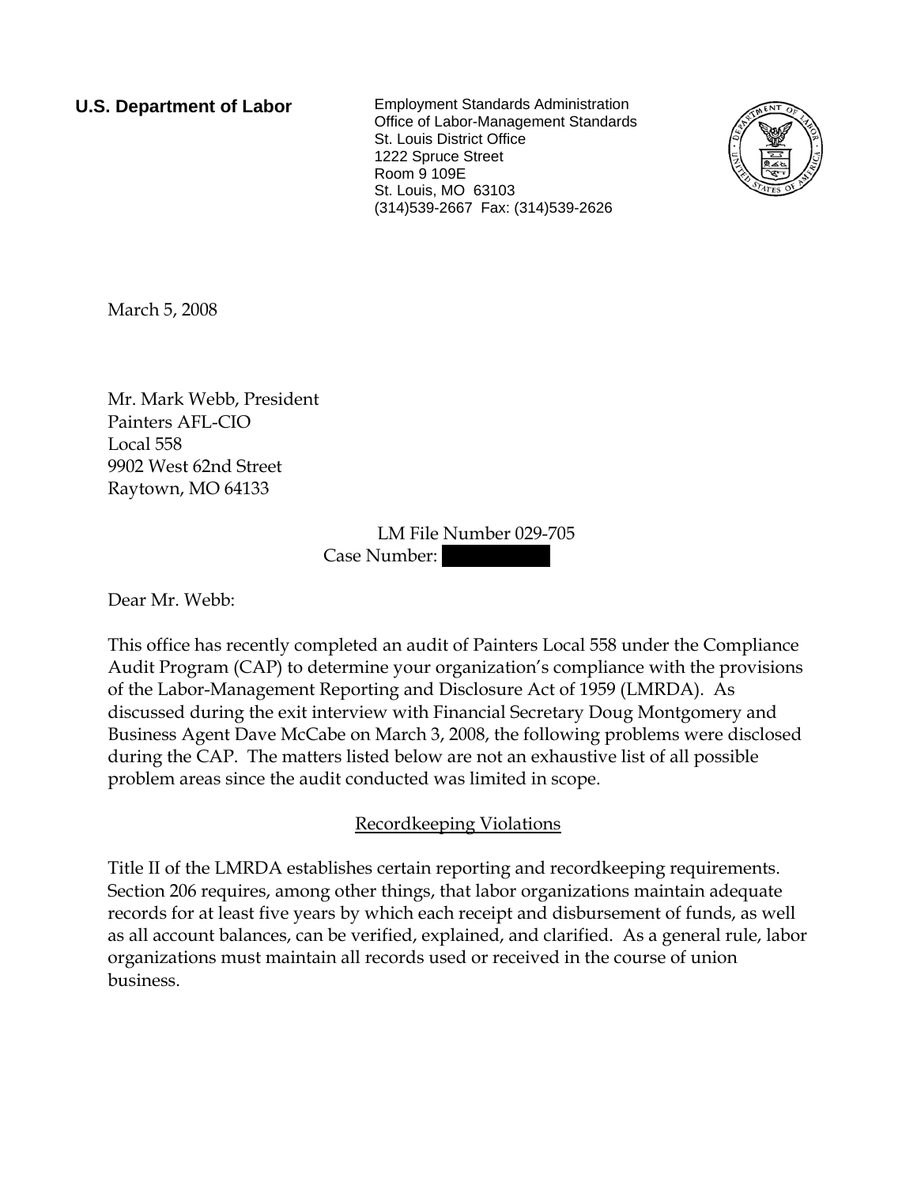**U.S. Department of Labor**

Employment Standards Administration
Office of Labor-Management Standards
St. Louis District Office
1222 Spruce Street
Room 9 109E
St. Louis, MO 63103
(314)539-2667 Fax: (314)539-2626

March 5, 2008

Mr. Mark Webb, President
Painters AFL-CIO
Local 558
9902 West 62nd Street
Raytown, MO 64133

LM File Number 029-705
Case Number: [redacted]

Dear Mr. Webb:

This office has recently completed an audit of Painters Local 558 under the Compliance Audit Program (CAP) to determine your organization's compliance with the provisions of the Labor-Management Reporting and Disclosure Act of 1959 (LMRDA). As discussed during the exit interview with Financial Secretary Doug Montgomery and Business Agent Dave McCabe on March 3, 2008, the following problems were disclosed during the CAP. The matters listed below are not an exhaustive list of all possible problem areas since the audit conducted was limited in scope.

## Recordkeeping Violations

Title II of the LMRDA establishes certain reporting and recordkeeping requirements. Section 206 requires, among other things, that labor organizations maintain adequate records for at least five years by which each receipt and disbursement of funds, as well as all account balances, can be verified, explained, and clarified. As a general rule, labor organizations must maintain all records used or received in the course of union business.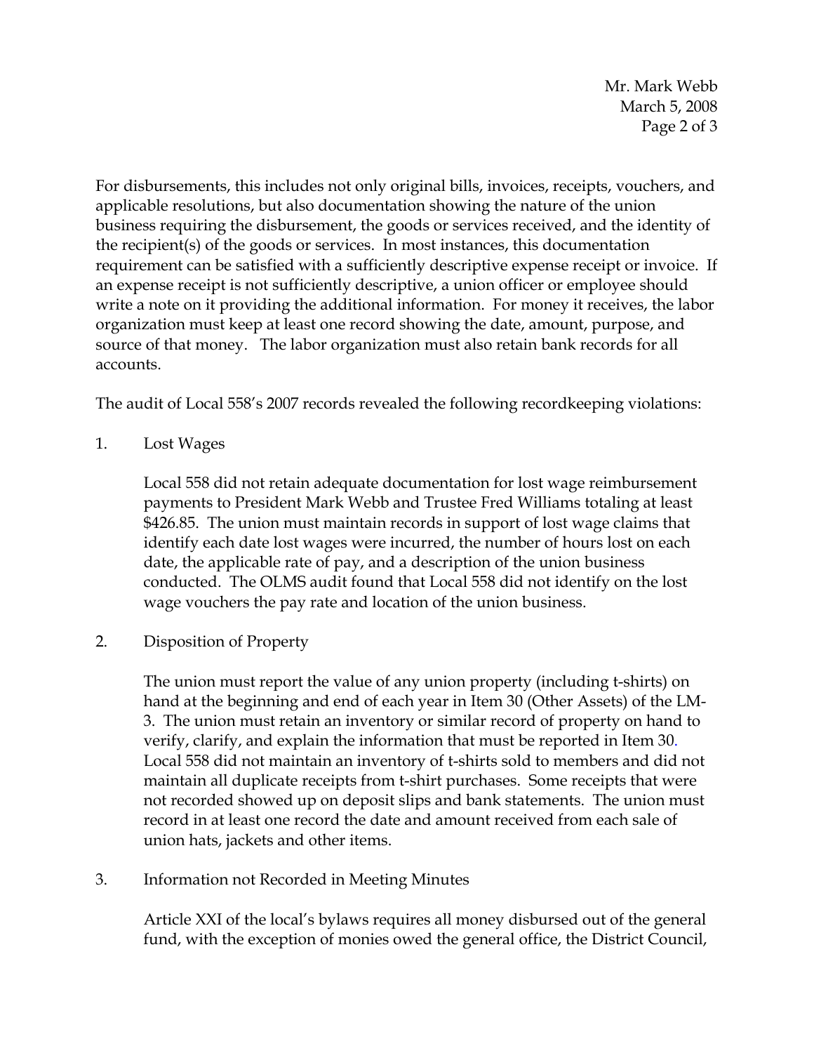For disbursements, this includes not only original bills, invoices, receipts, vouchers, and applicable resolutions, but also documentation showing the nature of the union business requiring the disbursement, the goods or services received, and the identity of the recipient(s) of the goods or services. In most instances, this documentation requirement can be satisfied with a sufficiently descriptive expense receipt or invoice. If an expense receipt is not sufficiently descriptive, a union officer or employee should write a note on it providing the additional information. For money it receives, the labor organization must keep at least one record showing the date, amount, purpose, and source of that money. The labor organization must also retain bank records for all accounts.

The audit of Local 558's 2007 records revealed the following recordkeeping violations:

1. Lost Wages

   Local 558 did not retain adequate documentation for lost wage reimbursement payments to President Mark Webb and Trustee Fred Williams totaling at least $426.85. The union must maintain records in support of lost wage claims that identify each date lost wages were incurred, the number of hours lost on each date, the applicable rate of pay, and a description of the union business conducted. The OLMS audit found that Local 558 did not identify on the lost wage vouchers the pay rate and location of the union business.

2. Disposition of Property

   The union must report the value of any union property (including t-shirts) on hand at the beginning and end of each year in Item 30 (Other Assets) of the LM-3. The union must retain an inventory or similar record of property on hand to verify, clarify, and explain the information that must be reported in Item 30. Local 558 did not maintain an inventory of t-shirts sold to members and did not maintain all duplicate receipts from t-shirt purchases. Some receipts that were not recorded showed up on deposit slips and bank statements. The union must record in at least one record the date and amount received from each sale of union hats, jackets and other items.

3. Information not Recorded in Meeting Minutes

   Article XXI of the local's bylaws requires all money disbursed out of the general fund, with the exception of monies owed the general office, the District Council,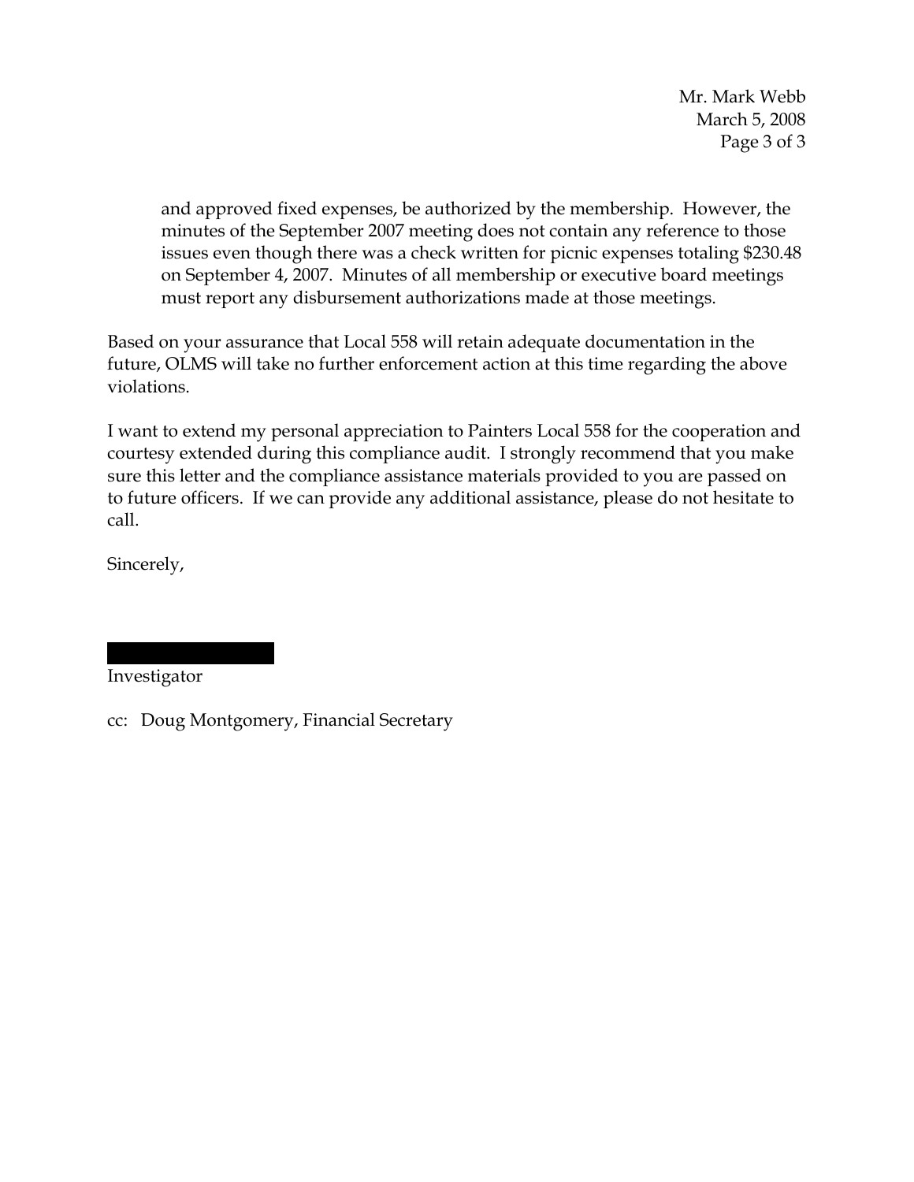and approved fixed expenses, be authorized by the membership. However, the minutes of the September 2007 meeting does not contain any reference to those issues even though there was a check written for picnic expenses totaling $230.48 on September 4, 2007. Minutes of all membership or executive board meetings must report any disbursement authorizations made at those meetings.

Based on your assurance that Local 558 will retain adequate documentation in the future, OLMS will take no further enforcement action at this time regarding the above violations.

I want to extend my personal appreciation to Painters Local 558 for the cooperation and courtesy extended during this compliance audit. I strongly recommend that you make sure this letter and the compliance assistance materials provided to you are passed on to future officers. If we can provide any additional assistance, please do not hesitate to call.

Sincerely,

Investigator

cc: Doug Montgomery, Financial Secretary